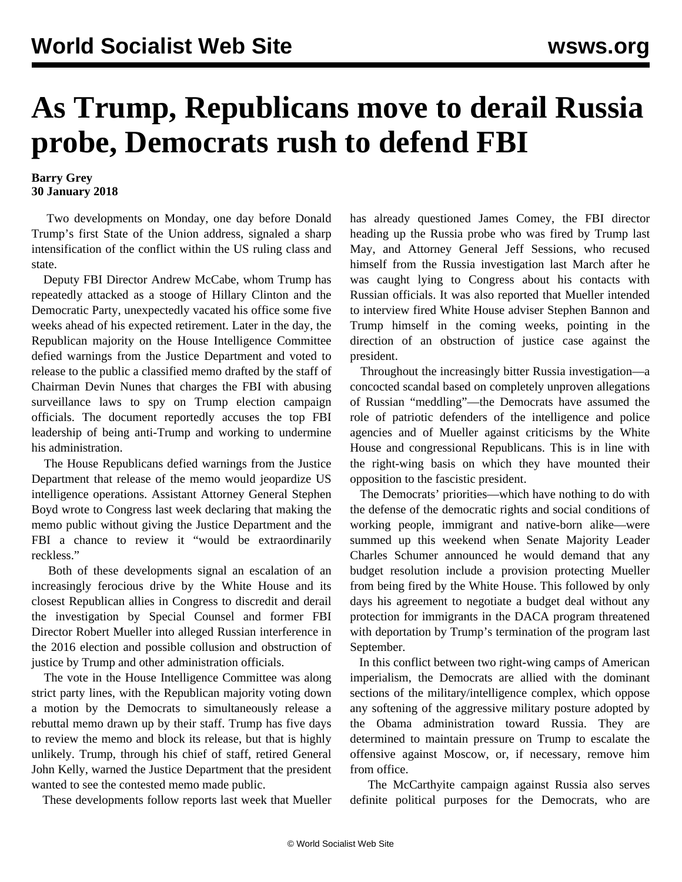# As Trump, Republicans move to derail Russia probe, Democrats rush to defend FBI

**Barry Grey**
**30 January 2018**

Two developments on Monday, one day before Donald Trump's first State of the Union address, signaled a sharp intensification of the conflict within the US ruling class and state.

Deputy FBI Director Andrew McCabe, whom Trump has repeatedly attacked as a stooge of Hillary Clinton and the Democratic Party, unexpectedly vacated his office some five weeks ahead of his expected retirement. Later in the day, the Republican majority on the House Intelligence Committee defied warnings from the Justice Department and voted to release to the public a classified memo drafted by the staff of Chairman Devin Nunes that charges the FBI with abusing surveillance laws to spy on Trump election campaign officials. The document reportedly accuses the top FBI leadership of being anti-Trump and working to undermine his administration.

The House Republicans defied warnings from the Justice Department that release of the memo would jeopardize US intelligence operations. Assistant Attorney General Stephen Boyd wrote to Congress last week declaring that making the memo public without giving the Justice Department and the FBI a chance to review it "would be extraordinarily reckless."

Both of these developments signal an escalation of an increasingly ferocious drive by the White House and its closest Republican allies in Congress to discredit and derail the investigation by Special Counsel and former FBI Director Robert Mueller into alleged Russian interference in the 2016 election and possible collusion and obstruction of justice by Trump and other administration officials.

The vote in the House Intelligence Committee was along strict party lines, with the Republican majority voting down a motion by the Democrats to simultaneously release a rebuttal memo drawn up by their staff. Trump has five days to review the memo and block its release, but that is highly unlikely. Trump, through his chief of staff, retired General John Kelly, warned the Justice Department that the president wanted to see the contested memo made public.

These developments follow reports last week that Mueller has already questioned James Comey, the FBI director heading up the Russia probe who was fired by Trump last May, and Attorney General Jeff Sessions, who recused himself from the Russia investigation last March after he was caught lying to Congress about his contacts with Russian officials. It was also reported that Mueller intended to interview fired White House adviser Stephen Bannon and Trump himself in the coming weeks, pointing in the direction of an obstruction of justice case against the president.

Throughout the increasingly bitter Russia investigation—a concocted scandal based on completely unproven allegations of Russian "meddling"—the Democrats have assumed the role of patriotic defenders of the intelligence and police agencies and of Mueller against criticisms by the White House and congressional Republicans. This is in line with the right-wing basis on which they have mounted their opposition to the fascistic president.

The Democrats' priorities—which have nothing to do with the defense of the democratic rights and social conditions of working people, immigrant and native-born alike—were summed up this weekend when Senate Majority Leader Charles Schumer announced he would demand that any budget resolution include a provision protecting Mueller from being fired by the White House. This followed by only days his agreement to negotiate a budget deal without any protection for immigrants in the DACA program threatened with deportation by Trump's termination of the program last September.

In this conflict between two right-wing camps of American imperialism, the Democrats are allied with the dominant sections of the military/intelligence complex, which oppose any softening of the aggressive military posture adopted by the Obama administration toward Russia. They are determined to maintain pressure on Trump to escalate the offensive against Moscow, or, if necessary, remove him from office.

The McCarthyite campaign against Russia also serves definite political purposes for the Democrats, who are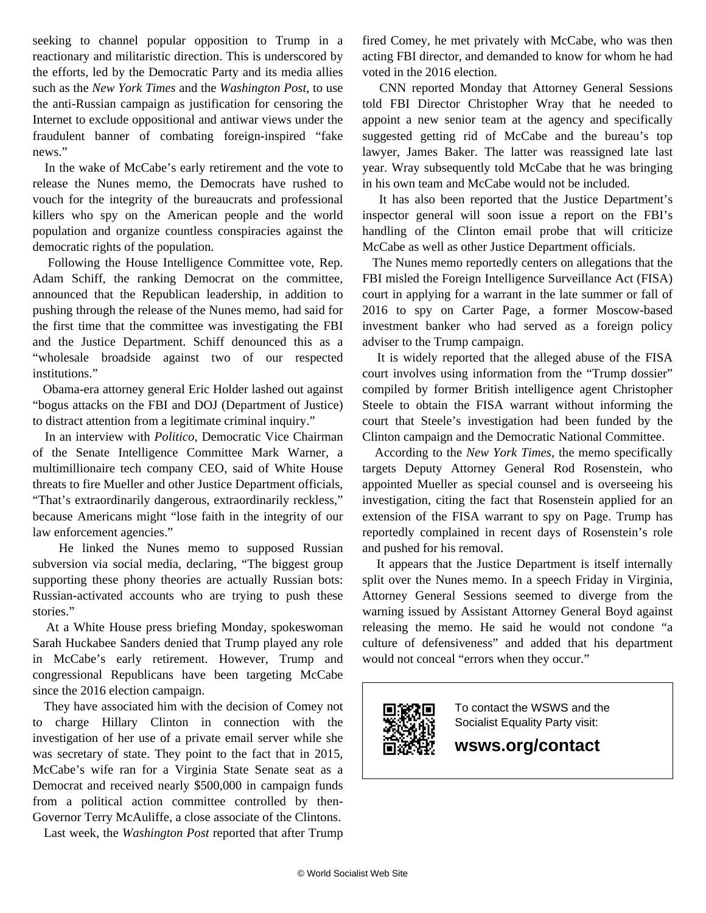seeking to channel popular opposition to Trump in a reactionary and militaristic direction. This is underscored by the efforts, led by the Democratic Party and its media allies such as the *New York Times* and the *Washington Post*, to use the anti-Russian campaign as justification for censoring the Internet to exclude oppositional and antiwar views under the fraudulent banner of combating foreign-inspired "fake news."

In the wake of McCabe's early retirement and the vote to release the Nunes memo, the Democrats have rushed to vouch for the integrity of the bureaucrats and professional killers who spy on the American people and the world population and organize countless conspiracies against the democratic rights of the population.

Following the House Intelligence Committee vote, Rep. Adam Schiff, the ranking Democrat on the committee, announced that the Republican leadership, in addition to pushing through the release of the Nunes memo, had said for the first time that the committee was investigating the FBI and the Justice Department. Schiff denounced this as a "wholesale broadside against two of our respected institutions."

Obama-era attorney general Eric Holder lashed out against "bogus attacks on the FBI and DOJ (Department of Justice) to distract attention from a legitimate criminal inquiry."

In an interview with *Politico*, Democratic Vice Chairman of the Senate Intelligence Committee Mark Warner, a multimillionaire tech company CEO, said of White House threats to fire Mueller and other Justice Department officials, "That's extraordinarily dangerous, extraordinarily reckless," because Americans might "lose faith in the integrity of our law enforcement agencies."

He linked the Nunes memo to supposed Russian subversion via social media, declaring, "The biggest group supporting these phony theories are actually Russian bots: Russian-activated accounts who are trying to push these stories."

At a White House press briefing Monday, spokeswoman Sarah Huckabee Sanders denied that Trump played any role in McCabe's early retirement. However, Trump and congressional Republicans have been targeting McCabe since the 2016 election campaign.

They have associated him with the decision of Comey not to charge Hillary Clinton in connection with the investigation of her use of a private email server while she was secretary of state. They point to the fact that in 2015, McCabe's wife ran for a Virginia State Senate seat as a Democrat and received nearly $500,000 in campaign funds from a political action committee controlled by then-Governor Terry McAuliffe, a close associate of the Clintons.

Last week, the *Washington Post* reported that after Trump fired Comey, he met privately with McCabe, who was then acting FBI director, and demanded to know for whom he had voted in the 2016 election.

CNN reported Monday that Attorney General Sessions told FBI Director Christopher Wray that he needed to appoint a new senior team at the agency and specifically suggested getting rid of McCabe and the bureau's top lawyer, James Baker. The latter was reassigned late last year. Wray subsequently told McCabe that he was bringing in his own team and McCabe would not be included.

It has also been reported that the Justice Department's inspector general will soon issue a report on the FBI's handling of the Clinton email probe that will criticize McCabe as well as other Justice Department officials.

The Nunes memo reportedly centers on allegations that the FBI misled the Foreign Intelligence Surveillance Act (FISA) court in applying for a warrant in the late summer or fall of 2016 to spy on Carter Page, a former Moscow-based investment banker who had served as a foreign policy adviser to the Trump campaign.

It is widely reported that the alleged abuse of the FISA court involves using information from the "Trump dossier" compiled by former British intelligence agent Christopher Steele to obtain the FISA warrant without informing the court that Steele's investigation had been funded by the Clinton campaign and the Democratic National Committee.

According to the *New York Times*, the memo specifically targets Deputy Attorney General Rod Rosenstein, who appointed Mueller as special counsel and is overseeing his investigation, citing the fact that Rosenstein applied for an extension of the FISA warrant to spy on Page. Trump has reportedly complained in recent days of Rosenstein's role and pushed for his removal.

It appears that the Justice Department is itself internally split over the Nunes memo. In a speech Friday in Virginia, Attorney General Sessions seemed to diverge from the warning issued by Assistant Attorney General Boyd against releasing the memo. He said he would not condone "a culture of defensiveness" and added that his department would not conceal "errors when they occur."

To contact the WSWS and the Socialist Equality Party visit:

**wsws.org/contact**